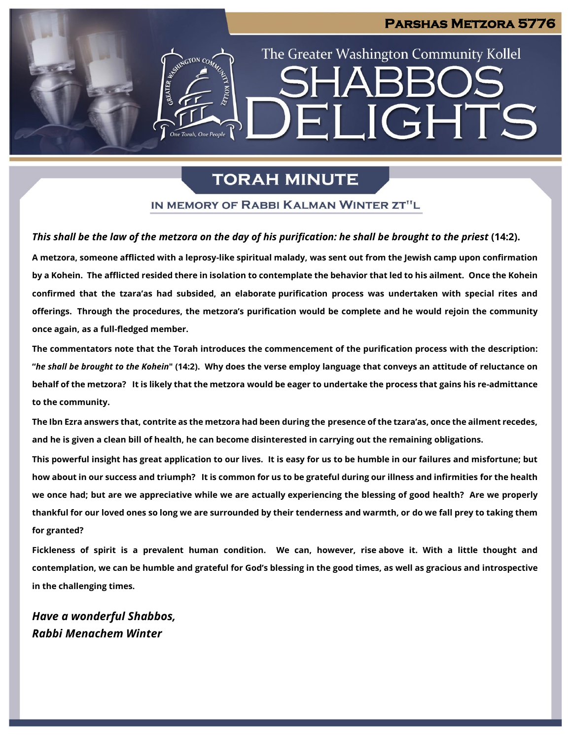# Parshas Metzora 5776

The Greater Washington Community Kollel

# SHABBOS DELIGHTS

## TORAH MINUTE

### IN MEMORY OF RABBI KALMAN WINTER ZT"L

***This shall be the law of the metzora on the day of his purification: he shall be brought to the priest* (14:2).**

**A metzora, someone afflicted with a leprosy-like spiritual malady, was sent out from the Jewish camp upon confirmation by a Kohein. The afflicted resided there in isolation to contemplate the behavior that led to his ailment. Once the Kohein confirmed that the tzara'as had subsided, an elaborate purification process was undertaken with special rites and offerings. Through the procedures, the metzora's purification would be complete and he would rejoin the community once again, as a full-fledged member.**

**The commentators note that the Torah introduces the commencement of the purification process with the description: "*he shall be brought to the Kohein*" (14:2). Why does the verse employ language that conveys an attitude of reluctance on behalf of the metzora? It is likely that the metzora would be eager to undertake the process that gains his re-admittance to the community.**

**The Ibn Ezra answers that, contrite as the metzora had been during the presence of the tzara'as, once the ailment recedes, and he is given a clean bill of health, he can become disinterested in carrying out the remaining obligations.**

**This powerful insight has great application to our lives. It is easy for us to be humble in our failures and misfortune; but how about in our success and triumph? It is common for us to be grateful during our illness and infirmities for the health we once had; but are we appreciative while we are actually experiencing the blessing of good health? Are we properly thankful for our loved ones so long we are surrounded by their tenderness and warmth, or do we fall prey to taking them for granted?**

**Fickleness of spirit is a prevalent human condition. We can, however, rise above it. With a little thought and contemplation, we can be humble and grateful for God's blessing in the good times, as well as gracious and introspective in the challenging times.**

***Have a wonderful Shabbos,***
***Rabbi Menachem Winter***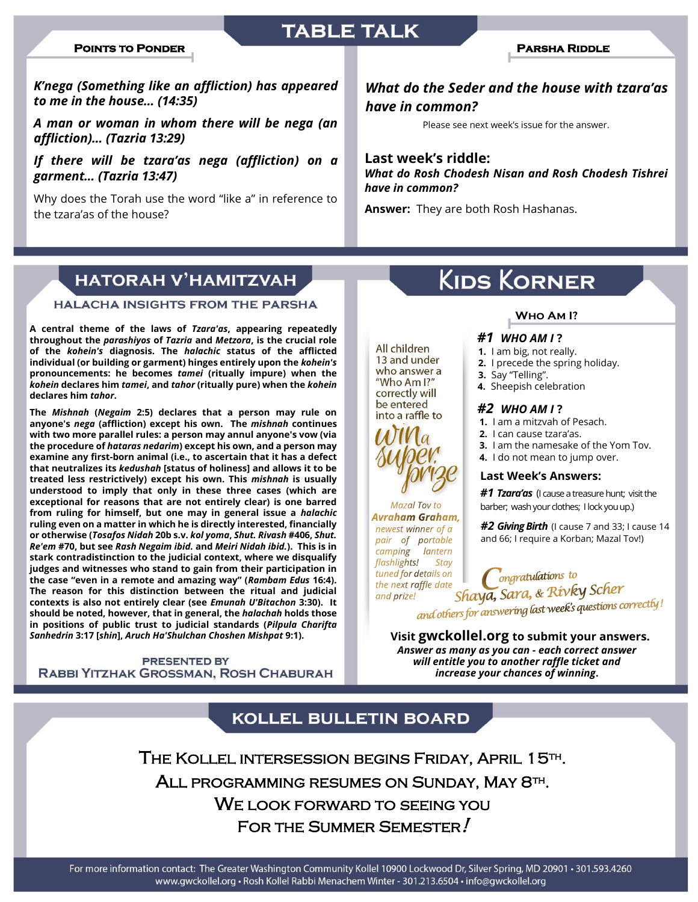# TABLE TALK

## Points to Ponder

***K'nega (Something like an affliction) has appeared to me in the house... (14:35)***

***A man or woman in whom there will be nega (an affliction)... (Tazria 13:29)***

***If there will be tzara'as nega (affliction) on a garment... (Tazria 13:47)***

Why does the Torah use the word "like a" in reference to the tzara'as of the house?

## Parsha Riddle

***What do the Seder and the house with tzara'as have in common?***

Please see next week's issue for the answer.

**Last week's riddle:**

***What do Rosh Chodesh Nisan and Rosh Chodesh Tishrei have in common?***

**Answer:** They are both Rosh Hashanas.

# HATORAH V'HAMITZVAH

## Halacha Insights from the Parsha

**A central theme of the laws of *Tzara'as*, appearing repeatedly throughout the *parashiyos* of *Tazria* and *Metzora*, is the crucial role of the *kohein's* diagnosis. The *halachic* status of the afflicted individual (or building or garment) hinges entirely upon the *kohein's* pronouncements: he becomes *tamei* (ritually impure) when the *kohein* declares him *tamei*, and *tahor* (ritually pure) when the *kohein* declares him *tahor*.**

**The *Mishnah* (*Negaim* 2:5) declares that a person may rule on anyone's *nega* (affliction) except his own. The *mishnah* continues with two more parallel rules: a person may annul anyone's vow (via the procedure of *hataras nedarim*) except his own, and a person may examine any first-born animal (i.e., to ascertain that it has a defect that neutralizes its *kedushah* [status of holiness] and allows it to be treated less restrictively) except his own. This *mishnah* is usually understood to imply that only in these three cases (which are exceptional for reasons that are not entirely clear) is one barred from ruling for himself, but one may in general issue a *halachic* ruling even on a matter in which he is directly interested, financially or otherwise (*Tosafos Nidah* 20b s.v. *kol yoma*, *Shut. Rivash* #406, *Shut. Re'em* #70, but see *Rash Negaim ibid.* and *Meiri Nidah ibid.*). This is in stark contradistinction to the judicial context, where we disqualify judges and witnesses who stand to gain from their participation in the case "even in a remote and amazing way" (*Rambam Edus* 16:4). The reason for this distinction between the ritual and judicial contexts is also not entirely clear (see *Emunah U'Bitachon* 3:30). It should be noted, however, that in general, the *halachah* holds those in positions of public trust to judicial standards (*Pilpula Charifta Sanhedrin* 3:17 [*shin*], *Aruch Ha'Shulchan Choshen Mishpat* 9:1).**

PRESENTED BY
RABBI YITZHAK GROSSMAN, ROSH CHABURAH

# KIDS KORNER

## Who Am I?

All children 13 and under who answer a "Who Am I?" correctly will be entered into a raffle to win a super prize

*Mazal Tov to* ***Avraham Graham,*** *newest winner of a pair of portable camping lantern flashlights! Stay tuned for details on the next raffle date and prize!*

### #1 WHO AM I ?

1. I am big, not really.
2. I precede the spring holiday.
3. Say "Telling".
4. Sheepish celebration

### #2 WHO AM I ?

1. I am a mitzvah of Pesach.
2. I can cause tzara'as.
3. I am the namesake of the Yom Tov.
4. I do not mean to jump over.

**Last Week's Answers:**

***#1 Tzara'as*** (I cause a treasure hunt; visit the barber; wash your clothes; I lock you up.)

***#2 Giving Birth*** (I cause 7 and 33; I cause 14 and 66; I require a Korban; Mazal Tov!)

*Congratulations to Shaya, Sara, & Rivky Scher and others for answering last week's questions correctly!*

**Visit gwckollel.org to submit your answers.**

***Answer as many as you can - each correct answer will entitle you to another raffle ticket and increase your chances of winning.***

# KOLLEL BULLETIN BOARD

The Kollel intersession begins Friday, April 15th.
All programming resumes on Sunday, May 8th.
We look forward to seeing you
for the Summer Semester!

For more information contact: The Greater Washington Community Kollel 10900 Lockwood Dr, Silver Spring, MD 20901 • 301.593.4260
www.gwckollel.org • Rosh Kollel Rabbi Menachem Winter - 301.213.6504 • info@gwckollel.org